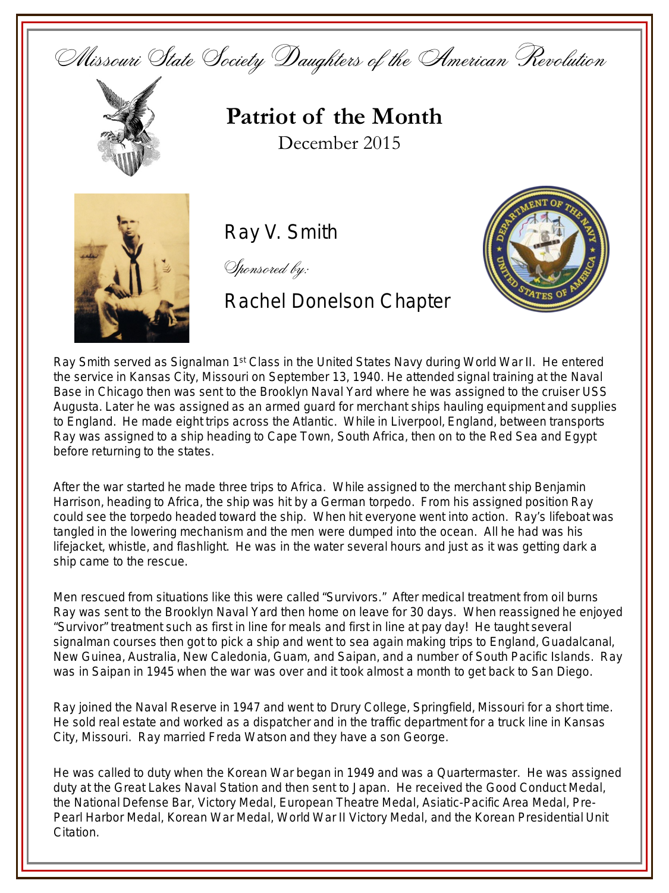*Missouri State Society Daughters of the American Revolution*

# Patriot of the Month

December 2015

## Ray V. Smith

*Sponsored by:*

## Rachel Donelson Chapter

Ray Smith served as Signalman 1st Class in the United States Navy during World War II. He entered the service in Kansas City, Missouri on September 13, 1940. He attended signal training at the Naval Base in Chicago then was sent to the Brooklyn Naval Yard where he was assigned to the cruiser USS Augusta. Later he was assigned as an armed guard for merchant ships hauling equipment and supplies to England. He made eight trips across the Atlantic. While in Liverpool, England, between transports Ray was assigned to a ship heading to Cape Town, South Africa, then on to the Red Sea and Egypt before returning to the states.

After the war started he made three trips to Africa. While assigned to the merchant ship Benjamin Harrison, heading to Africa, the ship was hit by a German torpedo. From his assigned position Ray could see the torpedo headed toward the ship. When hit everyone went into action. Ray's lifeboat was tangled in the lowering mechanism and the men were dumped into the ocean. All he had was his lifejacket, whistle, and flashlight. He was in the water several hours and just as it was getting dark a ship came to the rescue.

Men rescued from situations like this were called "Survivors." After medical treatment from oil burns Ray was sent to the Brooklyn Naval Yard then home on leave for 30 days. When reassigned he enjoyed "Survivor" treatment such as first in line for meals and first in line at pay day! He taught several signalman courses then got to pick a ship and went to sea again making trips to England, Guadalcanal, New Guinea, Australia, New Caledonia, Guam, and Saipan, and a number of South Pacific Islands. Ray was in Saipan in 1945 when the war was over and it took almost a month to get back to San Diego.

Ray joined the Naval Reserve in 1947 and went to Drury College, Springfield, Missouri for a short time. He sold real estate and worked as a dispatcher and in the traffic department for a truck line in Kansas City, Missouri. Ray married Freda Watson and they have a son George.

He was called to duty when the Korean War began in 1949 and was a Quartermaster. He was assigned duty at the Great Lakes Naval Station and then sent to Japan. He received the Good Conduct Medal, the National Defense Bar, Victory Medal, European Theatre Medal, Asiatic-Pacific Area Medal, Pre-Pearl Harbor Medal, Korean War Medal, World War II Victory Medal, and the Korean Presidential Unit Citation.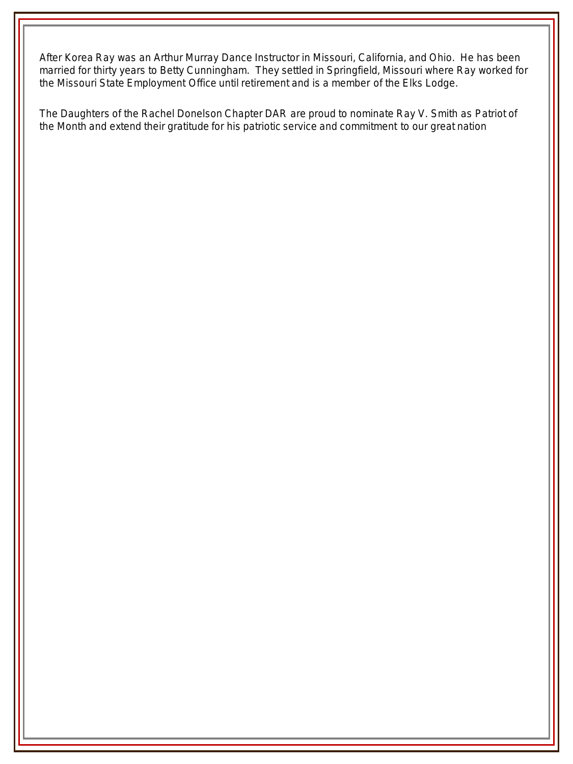After Korea Ray was an Arthur Murray Dance Instructor in Missouri, California, and Ohio. He has been married for thirty years to Betty Cunningham. They settled in Springfield, Missouri where Ray worked for the Missouri State Employment Office until retirement and is a member of the Elks Lodge.

The Daughters of the Rachel Donelson Chapter DAR are proud to nominate Ray V. Smith as Patriot of the Month and extend their gratitude for his patriotic service and commitment to our great nation